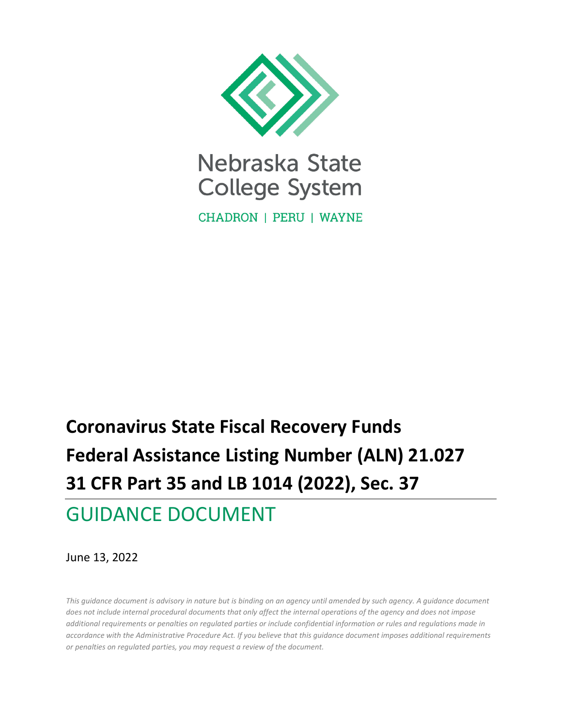Nebraska State College System

CHADRON | PERU | WAYNE

# Coronavirus State Fiscal Recovery Funds
# Federal Assistance Listing Number (ALN) 21.027
# 31 CFR Part 35 and LB 1014 (2022), Sec. 37

## GUIDANCE DOCUMENT

June 13, 2022

*This guidance document is advisory in nature but is binding on an agency until amended by such agency. A guidance document does not include internal procedural documents that only affect the internal operations of the agency and does not impose additional requirements or penalties on regulated parties or include confidential information or rules and regulations made in accordance with the Administrative Procedure Act. If you believe that this guidance document imposes additional requirements or penalties on regulated parties, you may request a review of the document.*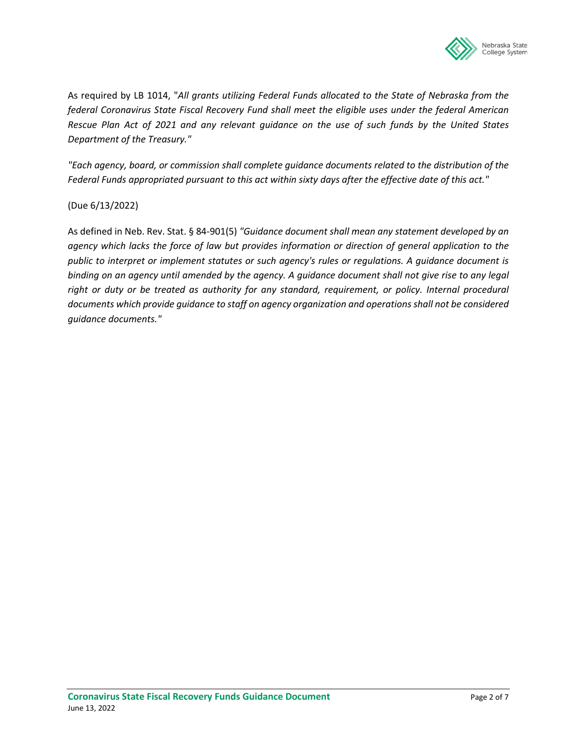As required by LB 1014, "*All grants utilizing Federal Funds allocated to the State of Nebraska from the federal Coronavirus State Fiscal Recovery Fund shall meet the eligible uses under the federal American Rescue Plan Act of 2021 and any relevant guidance on the use of such funds by the United States Department of the Treasury."*

*"Each agency, board, or commission shall complete guidance documents related to the distribution of the Federal Funds appropriated pursuant to this act within sixty days after the effective date of this act."*

(Due 6/13/2022)

As defined in Neb. Rev. Stat. § 84-901(5) *"Guidance document shall mean any statement developed by an agency which lacks the force of law but provides information or direction of general application to the public to interpret or implement statutes or such agency's rules or regulations. A guidance document is binding on an agency until amended by the agency. A guidance document shall not give rise to any legal right or duty or be treated as authority for any standard, requirement, or policy. Internal procedural documents which provide guidance to staff on agency organization and operations shall not be considered guidance documents."*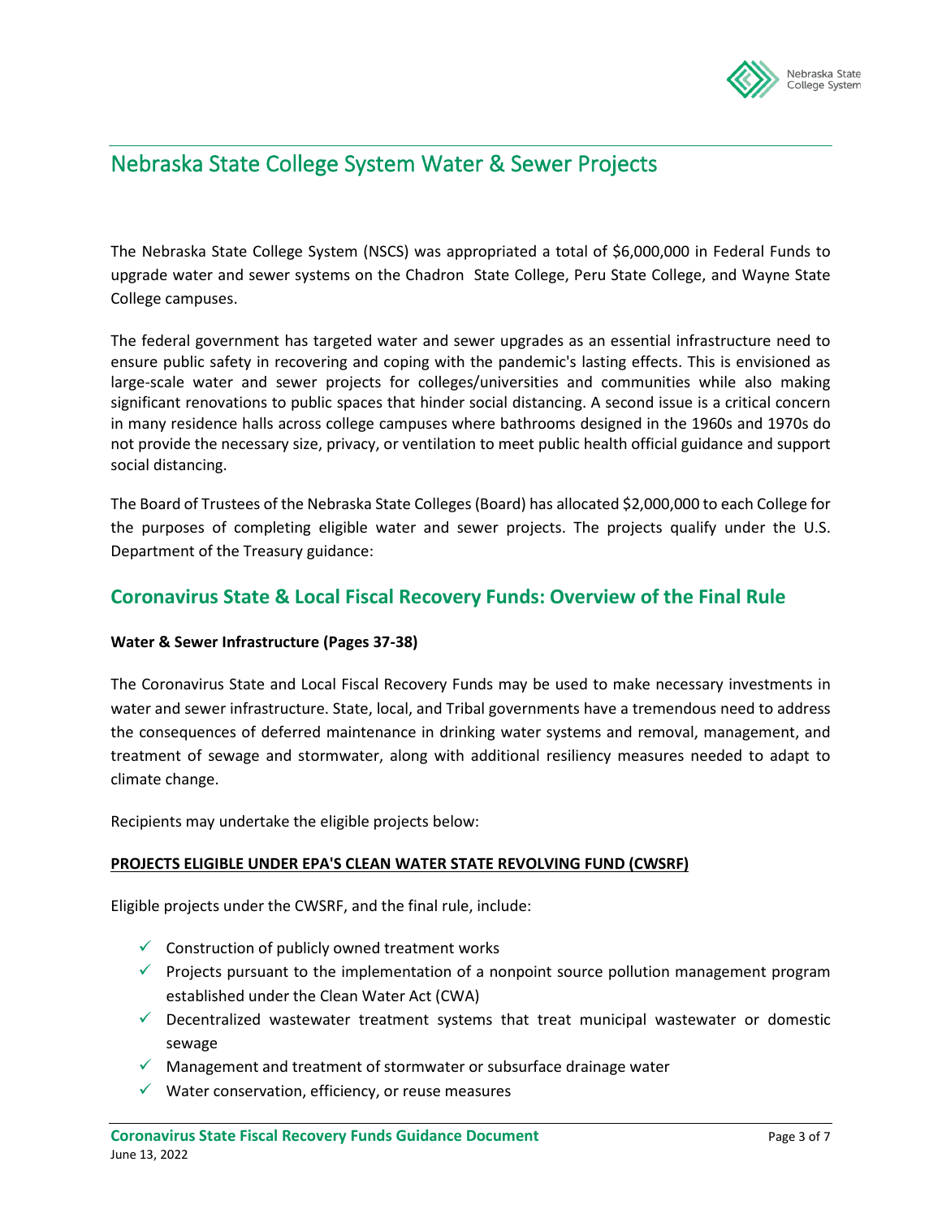# Nebraska State College System Water & Sewer Projects

The Nebraska State College System (NSCS) was appropriated a total of $6,000,000 in Federal Funds to upgrade water and sewer systems on the Chadron State College, Peru State College, and Wayne State College campuses.

The federal government has targeted water and sewer upgrades as an essential infrastructure need to ensure public safety in recovering and coping with the pandemic's lasting effects. This is envisioned as large-scale water and sewer projects for colleges/universities and communities while also making significant renovations to public spaces that hinder social distancing. A second issue is a critical concern in many residence halls across college campuses where bathrooms designed in the 1960s and 1970s do not provide the necessary size, privacy, or ventilation to meet public health official guidance and support social distancing.

The Board of Trustees of the Nebraska State Colleges (Board) has allocated $2,000,000 to each College for the purposes of completing eligible water and sewer projects. The projects qualify under the U.S. Department of the Treasury guidance:

## Coronavirus State & Local Fiscal Recovery Funds: Overview of the Final Rule

**Water & Sewer Infrastructure (Pages 37-38)**

The Coronavirus State and Local Fiscal Recovery Funds may be used to make necessary investments in water and sewer infrastructure. State, local, and Tribal governments have a tremendous need to address the consequences of deferred maintenance in drinking water systems and removal, management, and treatment of sewage and stormwater, along with additional resiliency measures needed to adapt to climate change.

Recipients may undertake the eligible projects below:

**PROJECTS ELIGIBLE UNDER EPA'S CLEAN WATER STATE REVOLVING FUND (CWSRF)**

Eligible projects under the CWSRF, and the final rule, include:

- ✓ Construction of publicly owned treatment works
- ✓ Projects pursuant to the implementation of a nonpoint source pollution management program established under the Clean Water Act (CWA)
- ✓ Decentralized wastewater treatment systems that treat municipal wastewater or domestic sewage
- ✓ Management and treatment of stormwater or subsurface drainage water
- ✓ Water conservation, efficiency, or reuse measures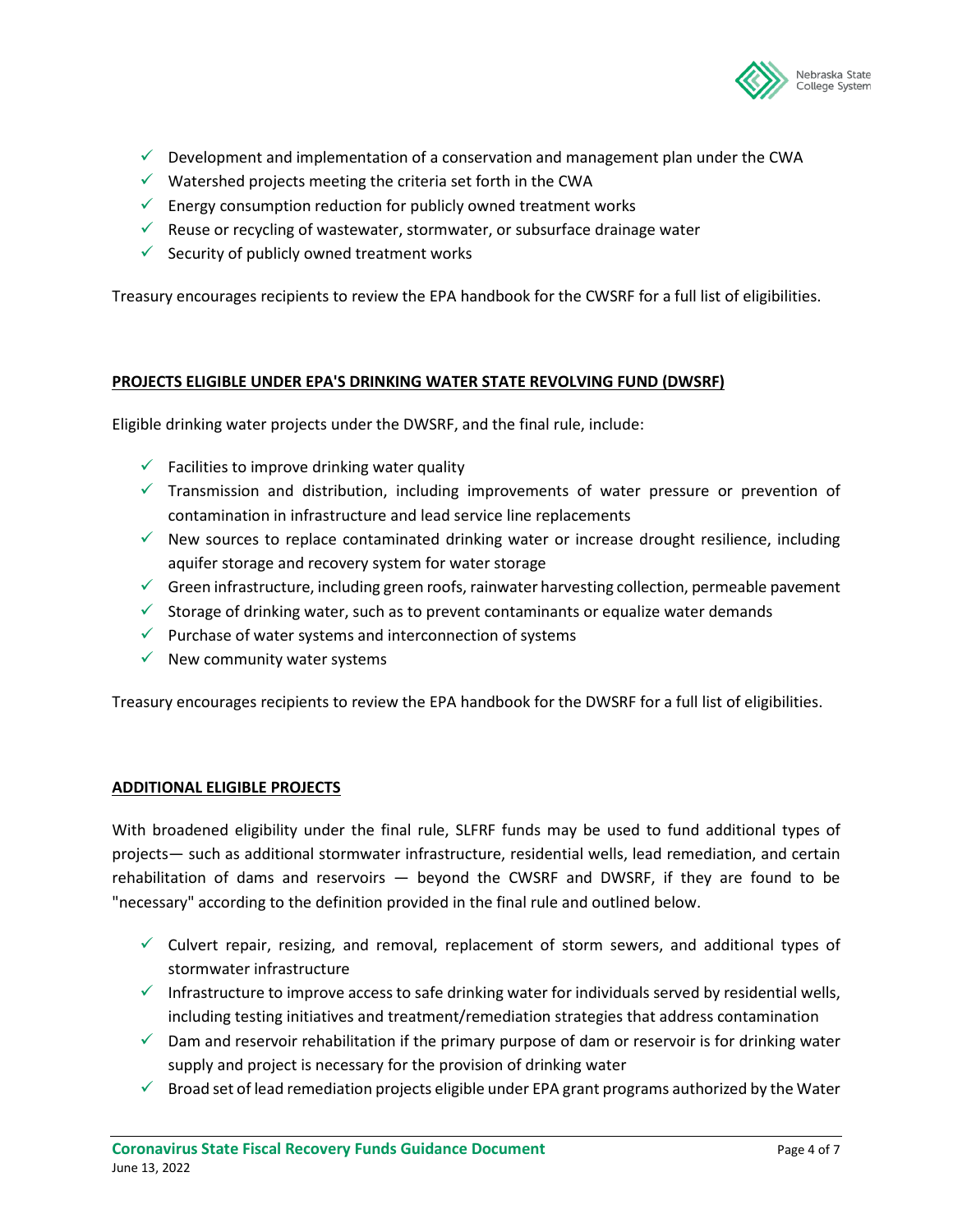- ✓ Development and implementation of a conservation and management plan under the CWA
- ✓ Watershed projects meeting the criteria set forth in the CWA
- ✓ Energy consumption reduction for publicly owned treatment works
- ✓ Reuse or recycling of wastewater, stormwater, or subsurface drainage water
- ✓ Security of publicly owned treatment works

Treasury encourages recipients to review the EPA handbook for the CWSRF for a full list of eligibilities.

**PROJECTS ELIGIBLE UNDER EPA'S DRINKING WATER STATE REVOLVING FUND (DWSRF)**

Eligible drinking water projects under the DWSRF, and the final rule, include:

- ✓ Facilities to improve drinking water quality
- ✓ Transmission and distribution, including improvements of water pressure or prevention of contamination in infrastructure and lead service line replacements
- ✓ New sources to replace contaminated drinking water or increase drought resilience, including aquifer storage and recovery system for water storage
- ✓ Green infrastructure, including green roofs, rainwater harvesting collection, permeable pavement
- ✓ Storage of drinking water, such as to prevent contaminants or equalize water demands
- ✓ Purchase of water systems and interconnection of systems
- ✓ New community water systems

Treasury encourages recipients to review the EPA handbook for the DWSRF for a full list of eligibilities.

**ADDITIONAL ELIGIBLE PROJECTS**

With broadened eligibility under the final rule, SLFRF funds may be used to fund additional types of projects— such as additional stormwater infrastructure, residential wells, lead remediation, and certain rehabilitation of dams and reservoirs — beyond the CWSRF and DWSRF, if they are found to be "necessary" according to the definition provided in the final rule and outlined below.

- ✓ Culvert repair, resizing, and removal, replacement of storm sewers, and additional types of stormwater infrastructure
- ✓ Infrastructure to improve access to safe drinking water for individuals served by residential wells, including testing initiatives and treatment/remediation strategies that address contamination
- ✓ Dam and reservoir rehabilitation if the primary purpose of dam or reservoir is for drinking water supply and project is necessary for the provision of drinking water
- ✓ Broad set of lead remediation projects eligible under EPA grant programs authorized by the Water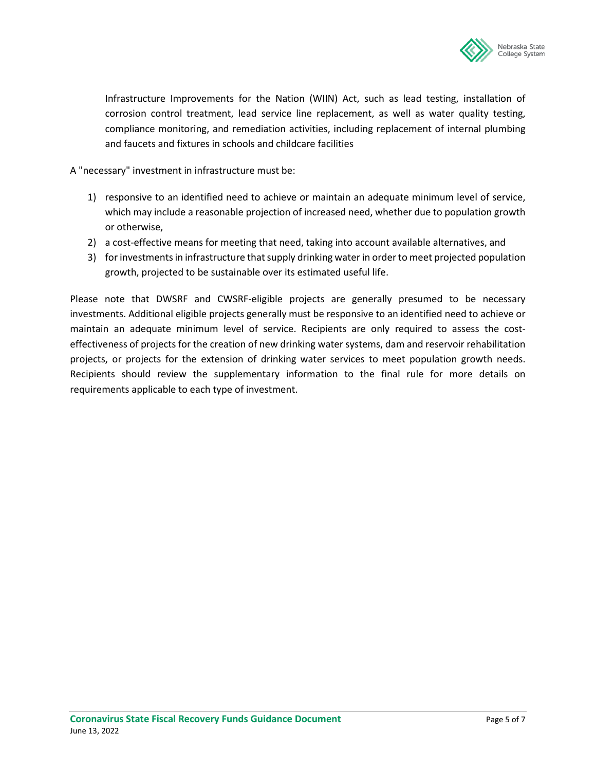Infrastructure Improvements for the Nation (WIIN) Act, such as lead testing, installation of corrosion control treatment, lead service line replacement, as well as water quality testing, compliance monitoring, and remediation activities, including replacement of internal plumbing and faucets and fixtures in schools and childcare facilities

A "necessary" investment in infrastructure must be:

1) responsive to an identified need to achieve or maintain an adequate minimum level of service, which may include a reasonable projection of increased need, whether due to population growth or otherwise,
2) a cost-effective means for meeting that need, taking into account available alternatives, and
3) for investments in infrastructure that supply drinking water in order to meet projected population growth, projected to be sustainable over its estimated useful life.

Please note that DWSRF and CWSRF-eligible projects are generally presumed to be necessary investments. Additional eligible projects generally must be responsive to an identified need to achieve or maintain an adequate minimum level of service. Recipients are only required to assess the cost-effectiveness of projects for the creation of new drinking water systems, dam and reservoir rehabilitation projects, or projects for the extension of drinking water services to meet population growth needs. Recipients should review the supplementary information to the final rule for more details on requirements applicable to each type of investment.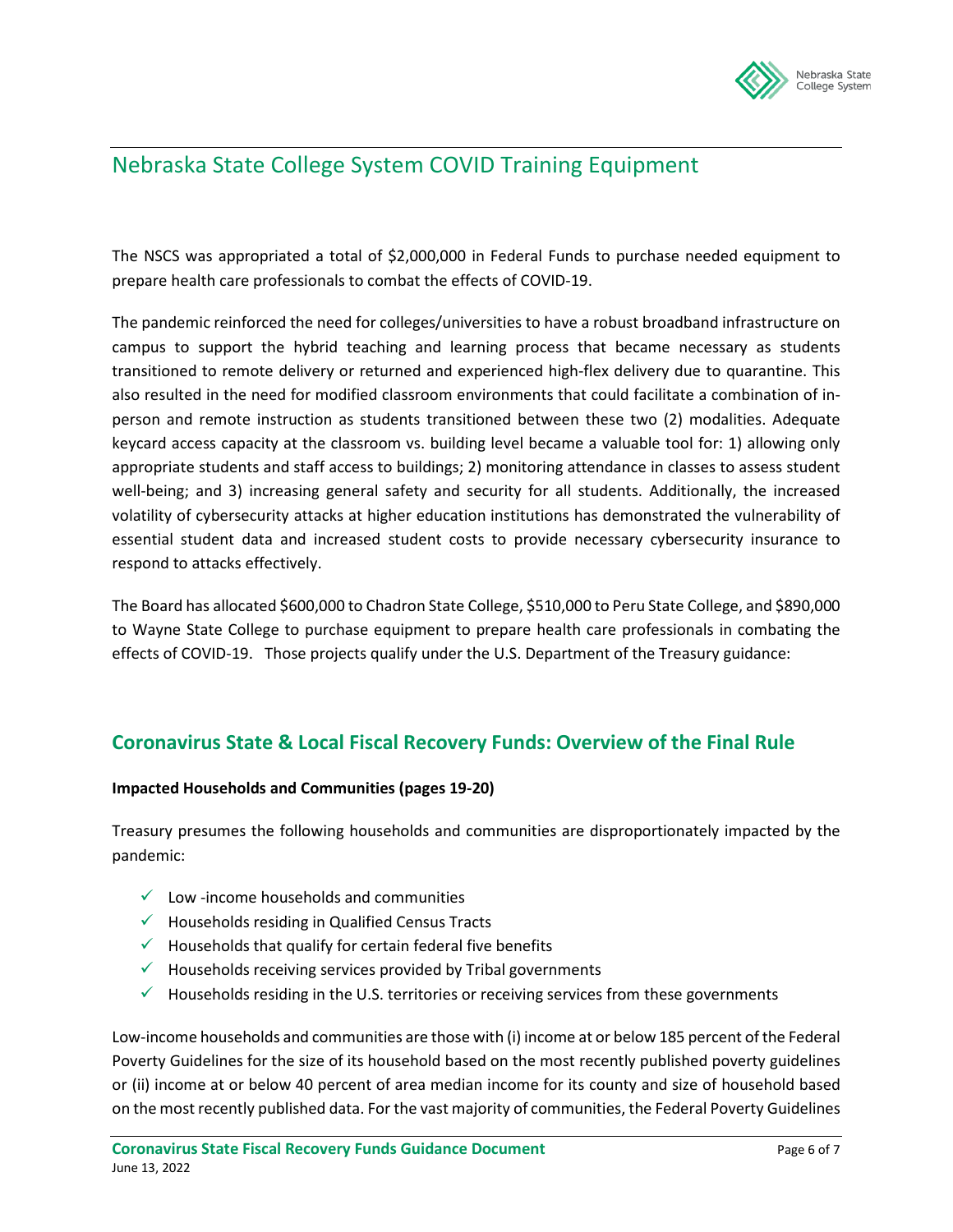# Nebraska State College System COVID Training Equipment

The NSCS was appropriated a total of $2,000,000 in Federal Funds to purchase needed equipment to prepare health care professionals to combat the effects of COVID-19.

The pandemic reinforced the need for colleges/universities to have a robust broadband infrastructure on campus to support the hybrid teaching and learning process that became necessary as students transitioned to remote delivery or returned and experienced high-flex delivery due to quarantine. This also resulted in the need for modified classroom environments that could facilitate a combination of in-person and remote instruction as students transitioned between these two (2) modalities. Adequate keycard access capacity at the classroom vs. building level became a valuable tool for: 1) allowing only appropriate students and staff access to buildings; 2) monitoring attendance in classes to assess student well-being; and 3) increasing general safety and security for all students. Additionally, the increased volatility of cybersecurity attacks at higher education institutions has demonstrated the vulnerability of essential student data and increased student costs to provide necessary cybersecurity insurance to respond to attacks effectively.

The Board has allocated $600,000 to Chadron State College, $510,000 to Peru State College, and $890,000 to Wayne State College to purchase equipment to prepare health care professionals in combating the effects of COVID-19. Those projects qualify under the U.S. Department of the Treasury guidance:

## Coronavirus State & Local Fiscal Recovery Funds: Overview of the Final Rule

**Impacted Households and Communities (pages 19-20)**

Treasury presumes the following households and communities are disproportionately impacted by the pandemic:

- ✓ Low -income households and communities
- ✓ Households residing in Qualified Census Tracts
- ✓ Households that qualify for certain federal five benefits
- ✓ Households receiving services provided by Tribal governments
- ✓ Households residing in the U.S. territories or receiving services from these governments

Low-income households and communities are those with (i) income at or below 185 percent of the Federal Poverty Guidelines for the size of its household based on the most recently published poverty guidelines or (ii) income at or below 40 percent of area median income for its county and size of household based on the most recently published data. For the vast majority of communities, the Federal Poverty Guidelines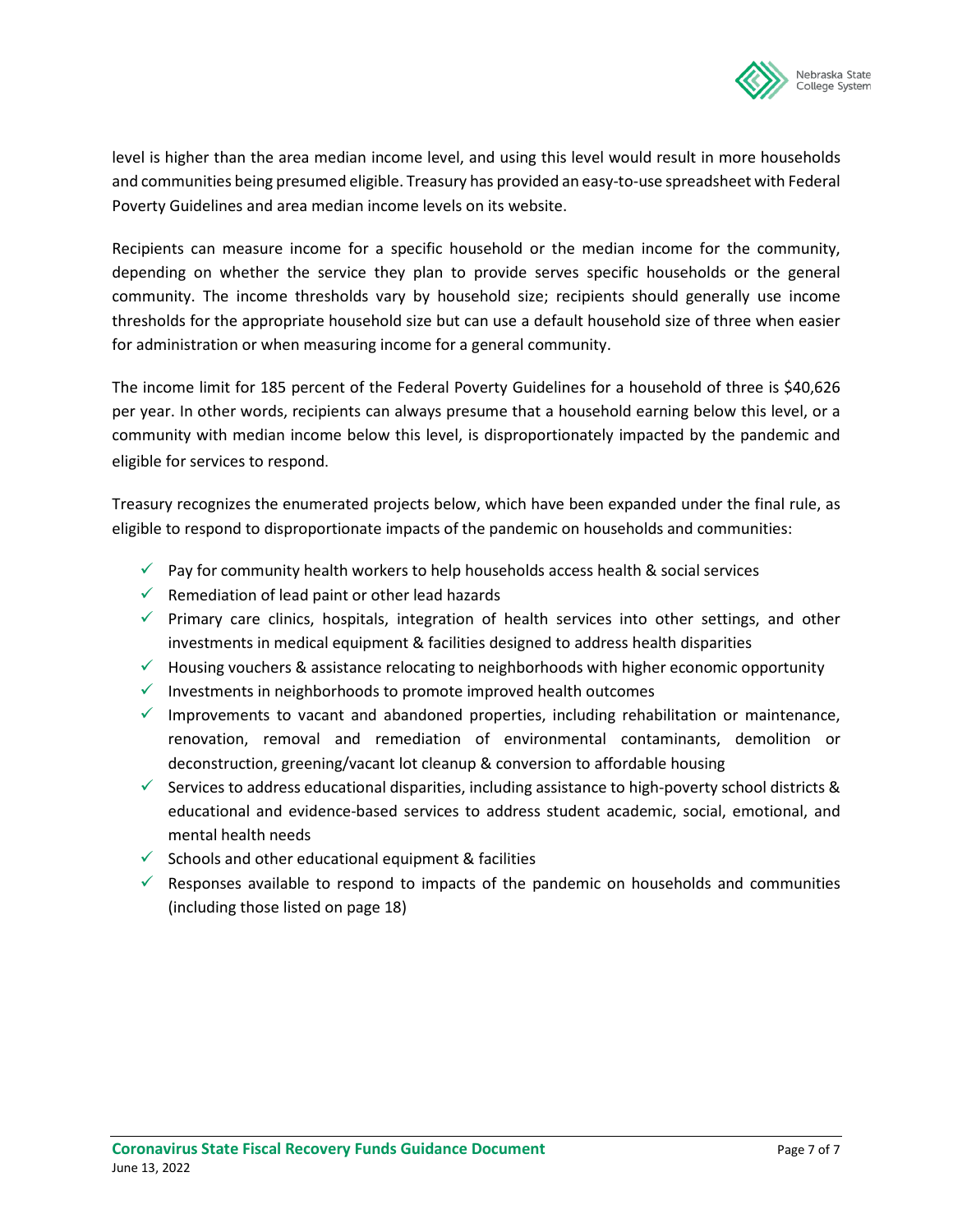level is higher than the area median income level, and using this level would result in more households and communities being presumed eligible. Treasury has provided an easy-to-use spreadsheet with Federal Poverty Guidelines and area median income levels on its website.

Recipients can measure income for a specific household or the median income for the community, depending on whether the service they plan to provide serves specific households or the general community. The income thresholds vary by household size; recipients should generally use income thresholds for the appropriate household size but can use a default household size of three when easier for administration or when measuring income for a general community.

The income limit for 185 percent of the Federal Poverty Guidelines for a household of three is $40,626 per year. In other words, recipients can always presume that a household earning below this level, or a community with median income below this level, is disproportionately impacted by the pandemic and eligible for services to respond.

Treasury recognizes the enumerated projects below, which have been expanded under the final rule, as eligible to respond to disproportionate impacts of the pandemic on households and communities:

- ✓ Pay for community health workers to help households access health & social services
- ✓ Remediation of lead paint or other lead hazards
- ✓ Primary care clinics, hospitals, integration of health services into other settings, and other investments in medical equipment & facilities designed to address health disparities
- ✓ Housing vouchers & assistance relocating to neighborhoods with higher economic opportunity
- ✓ Investments in neighborhoods to promote improved health outcomes
- ✓ Improvements to vacant and abandoned properties, including rehabilitation or maintenance, renovation, removal and remediation of environmental contaminants, demolition or deconstruction, greening/vacant lot cleanup & conversion to affordable housing
- ✓ Services to address educational disparities, including assistance to high-poverty school districts & educational and evidence-based services to address student academic, social, emotional, and mental health needs
- ✓ Schools and other educational equipment & facilities
- ✓ Responses available to respond to impacts of the pandemic on households and communities (including those listed on page 18)